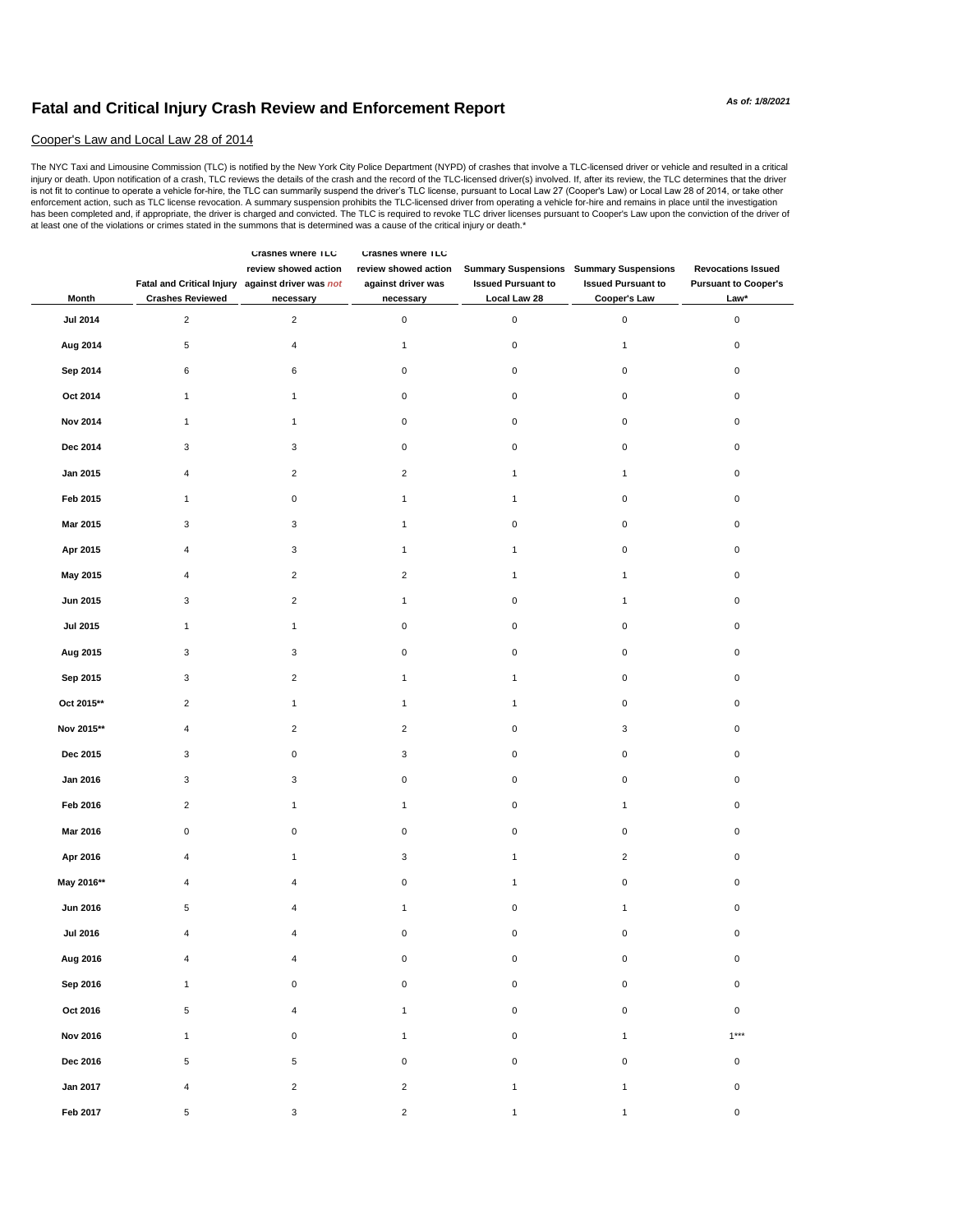# Fatal and Critical Injury Crash Review and Enforcement Report

*As of: 1/8/2021*

## Cooper's Law and Local Law 28 of 2014

The NYC Taxi and Limousine Commission (TLC) is notified by the New York City Police Department (NYPD) of crashes that involve a TLC-licensed driver or vehicle and resulted in a critical injury or death. Upon notification of a crash, TLC reviews the details of the crash and the record of the TLC-licensed driver(s) involved. If, after its review, the TLC determines that the driver is not fit to continue to operate a vehicle for-hire, the TLC can summarily suspend the driver's TLC license, pursuant to Local Law 27 (Cooper's Law) or Local Law 28 of 2014, or take other enforcement action, such as TLC license revocation. A summary suspension prohibits the TLC-licensed driver from operating a vehicle for-hire and remains in place until the investigation has been completed and, if appropriate, the driver is charged and convicted. The TLC is required to revoke TLC driver licenses pursuant to Cooper's Law upon the conviction of the driver of at least one of the violations or crimes stated in the summons that is determined was a cause of the critical injury or death.*

| Month | Fatal and Critical Injury Crashes Reviewed | Crashes where TLC review showed action against driver was *not* necessary | Crashes where TLC review showed action against driver was necessary | Summary Suspensions Issued Pursuant to Local Law 28 | Summary Suspensions Issued Pursuant to Cooper's Law | Revocations Issued Pursuant to Cooper's Law* |
|---|---|---|---|---|---|---|
| Jul 2014 | 2 | 2 | 0 | 0 | 0 | 0 |
| Aug 2014 | 5 | 4 | 1 | 0 | 1 | 0 |
| Sep 2014 | 6 | 6 | 0 | 0 | 0 | 0 |
| Oct 2014 | 1 | 1 | 0 | 0 | 0 | 0 |
| Nov 2014 | 1 | 1 | 0 | 0 | 0 | 0 |
| Dec 2014 | 3 | 3 | 0 | 0 | 0 | 0 |
| Jan 2015 | 4 | 2 | 2 | 1 | 1 | 0 |
| Feb 2015 | 1 | 0 | 1 | 1 | 0 | 0 |
| Mar 2015 | 3 | 3 | 1 | 0 | 0 | 0 |
| Apr 2015 | 4 | 3 | 1 | 1 | 0 | 0 |
| May 2015 | 4 | 2 | 2 | 1 | 1 | 0 |
| Jun 2015 | 3 | 2 | 1 | 0 | 1 | 0 |
| Jul 2015 | 1 | 1 | 0 | 0 | 0 | 0 |
| Aug 2015 | 3 | 3 | 0 | 0 | 0 | 0 |
| Sep 2015 | 3 | 2 | 1 | 1 | 0 | 0 |
| Oct 2015** | 2 | 1 | 1 | 1 | 0 | 0 |
| Nov 2015** | 4 | 2 | 2 | 0 | 3 | 0 |
| Dec 2015 | 3 | 0 | 3 | 0 | 0 | 0 |
| Jan 2016 | 3 | 3 | 0 | 0 | 0 | 0 |
| Feb 2016 | 2 | 1 | 1 | 0 | 1 | 0 |
| Mar 2016 | 0 | 0 | 0 | 0 | 0 | 0 |
| Apr 2016 | 4 | 1 | 3 | 1 | 2 | 0 |
| May 2016** | 4 | 4 | 0 | 1 | 0 | 0 |
| Jun 2016 | 5 | 4 | 1 | 0 | 1 | 0 |
| Jul 2016 | 4 | 4 | 0 | 0 | 0 | 0 |
| Aug 2016 | 4 | 4 | 0 | 0 | 0 | 0 |
| Sep 2016 | 1 | 0 | 0 | 0 | 0 | 0 |
| Oct 2016 | 5 | 4 | 1 | 0 | 0 | 0 |
| Nov 2016 | 1 | 0 | 1 | 0 | 1 | 1*** |
| Dec 2016 | 5 | 5 | 0 | 0 | 0 | 0 |
| Jan 2017 | 4 | 2 | 2 | 1 | 1 | 0 |
| Feb 2017 | 5 | 3 | 2 | 1 | 1 | 0 |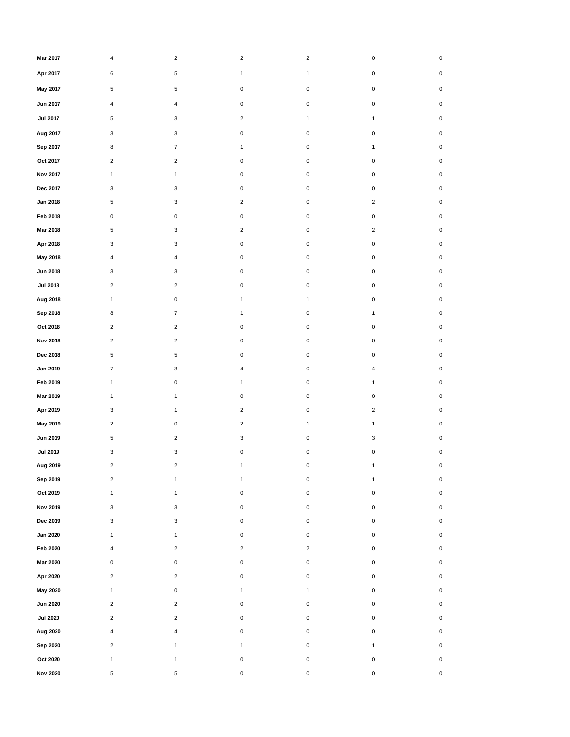| | | | | | | |
|---|---|---|---|---|---|---|
| **Mar 2017** | 4 | 2 | 2 | 2 | 0 | 0 |
| **Apr 2017** | 6 | 5 | 1 | 1 | 0 | 0 |
| **May 2017** | 5 | 5 | 0 | 0 | 0 | 0 |
| **Jun 2017** | 4 | 4 | 0 | 0 | 0 | 0 |
| **Jul 2017** | 5 | 3 | 2 | 1 | 1 | 0 |
| **Aug 2017** | 3 | 3 | 0 | 0 | 0 | 0 |
| **Sep 2017** | 8 | 7 | 1 | 0 | 1 | 0 |
| **Oct 2017** | 2 | 2 | 0 | 0 | 0 | 0 |
| **Nov 2017** | 1 | 1 | 0 | 0 | 0 | 0 |
| **Dec 2017** | 3 | 3 | 0 | 0 | 0 | 0 |
| **Jan 2018** | 5 | 3 | 2 | 0 | 2 | 0 |
| **Feb 2018** | 0 | 0 | 0 | 0 | 0 | 0 |
| **Mar 2018** | 5 | 3 | 2 | 0 | 2 | 0 |
| **Apr 2018** | 3 | 3 | 0 | 0 | 0 | 0 |
| **May 2018** | 4 | 4 | 0 | 0 | 0 | 0 |
| **Jun 2018** | 3 | 3 | 0 | 0 | 0 | 0 |
| **Jul 2018** | 2 | 2 | 0 | 0 | 0 | 0 |
| **Aug 2018** | 1 | 0 | 1 | 1 | 0 | 0 |
| **Sep 2018** | 8 | 7 | 1 | 0 | 1 | 0 |
| **Oct 2018** | 2 | 2 | 0 | 0 | 0 | 0 |
| **Nov 2018** | 2 | 2 | 0 | 0 | 0 | 0 |
| **Dec 2018** | 5 | 5 | 0 | 0 | 0 | 0 |
| **Jan 2019** | 7 | 3 | 4 | 0 | 4 | 0 |
| **Feb 2019** | 1 | 0 | 1 | 0 | 1 | 0 |
| **Mar 2019** | 1 | 1 | 0 | 0 | 0 | 0 |
| **Apr 2019** | 3 | 1 | 2 | 0 | 2 | 0 |
| **May 2019** | 2 | 0 | 2 | 1 | 1 | 0 |
| **Jun 2019** | 5 | 2 | 3 | 0 | 3 | 0 |
| **Jul 2019** | 3 | 3 | 0 | 0 | 0 | 0 |
| **Aug 2019** | 2 | 2 | 1 | 0 | 1 | 0 |
| **Sep 2019** | 2 | 1 | 1 | 0 | 1 | 0 |
| **Oct 2019** | 1 | 1 | 0 | 0 | 0 | 0 |
| **Nov 2019** | 3 | 3 | 0 | 0 | 0 | 0 |
| **Dec 2019** | 3 | 3 | 0 | 0 | 0 | 0 |
| **Jan 2020** | 1 | 1 | 0 | 0 | 0 | 0 |
| **Feb 2020** | 4 | 2 | 2 | 2 | 0 | 0 |
| **Mar 2020** | 0 | 0 | 0 | 0 | 0 | 0 |
| **Apr 2020** | 2 | 2 | 0 | 0 | 0 | 0 |
| **May 2020** | 1 | 0 | 1 | 1 | 0 | 0 |
| **Jun 2020** | 2 | 2 | 0 | 0 | 0 | 0 |
| **Jul 2020** | 2 | 2 | 0 | 0 | 0 | 0 |
| **Aug 2020** | 4 | 4 | 0 | 0 | 0 | 0 |
| **Sep 2020** | 2 | 1 | 1 | 0 | 1 | 0 |
| **Oct 2020** | 1 | 1 | 0 | 0 | 0 | 0 |
| **Nov 2020** | 5 | 5 | 0 | 0 | 0 | 0 |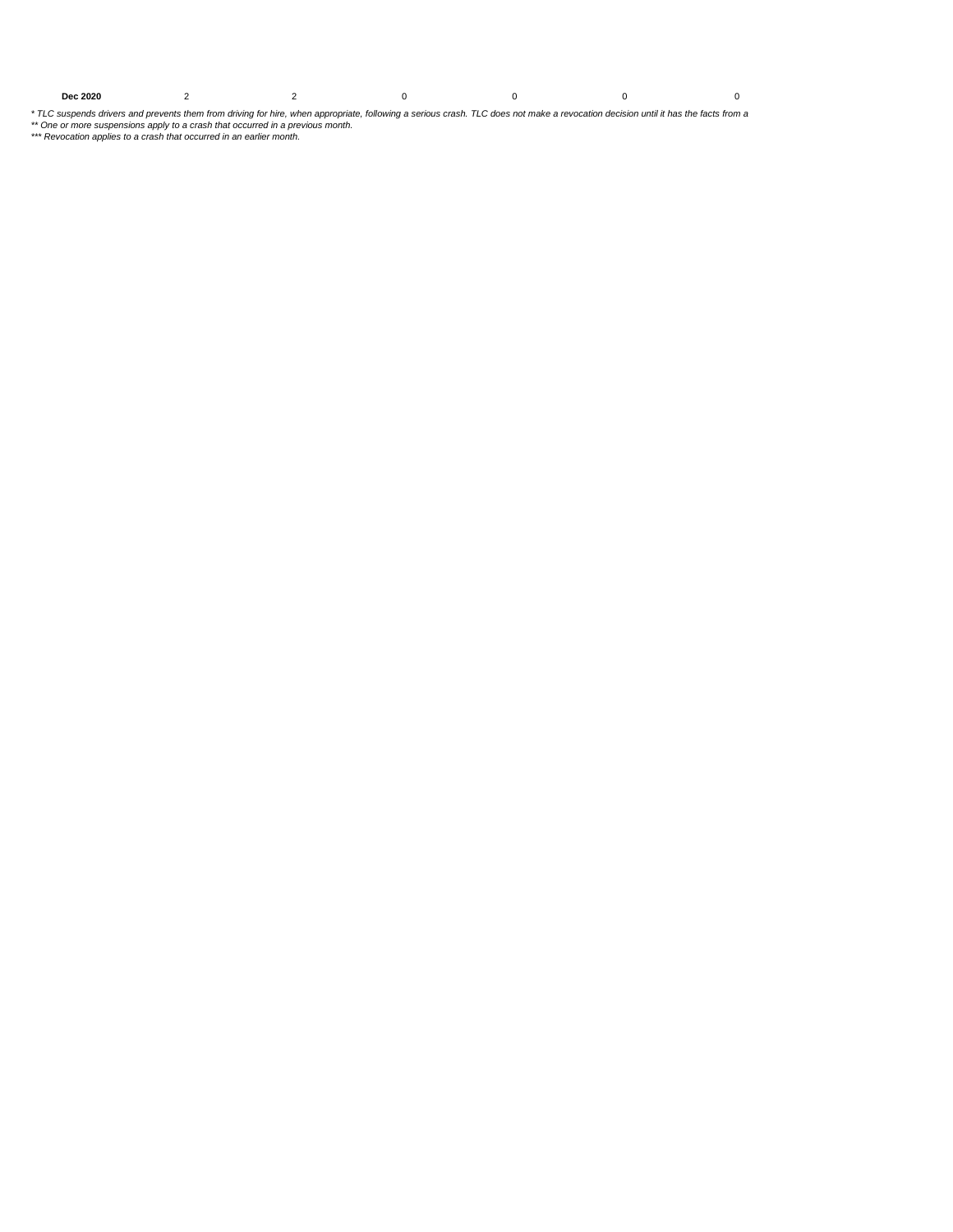| | | | | | | |
|---|---|---|---|---|---|---|
| **Dec 2020** | 2 | 2 | 0 | 0 | 0 | 0 |

*\* TLC suspends drivers and prevents them from driving for hire, when appropriate, following a serious crash. TLC does not make a revocation decision until it has the facts from a*

*\*\* One or more suspensions apply to a crash that occurred in a previous month.*

*\*\*\* Revocation applies to a crash that occurred in an earlier month.*